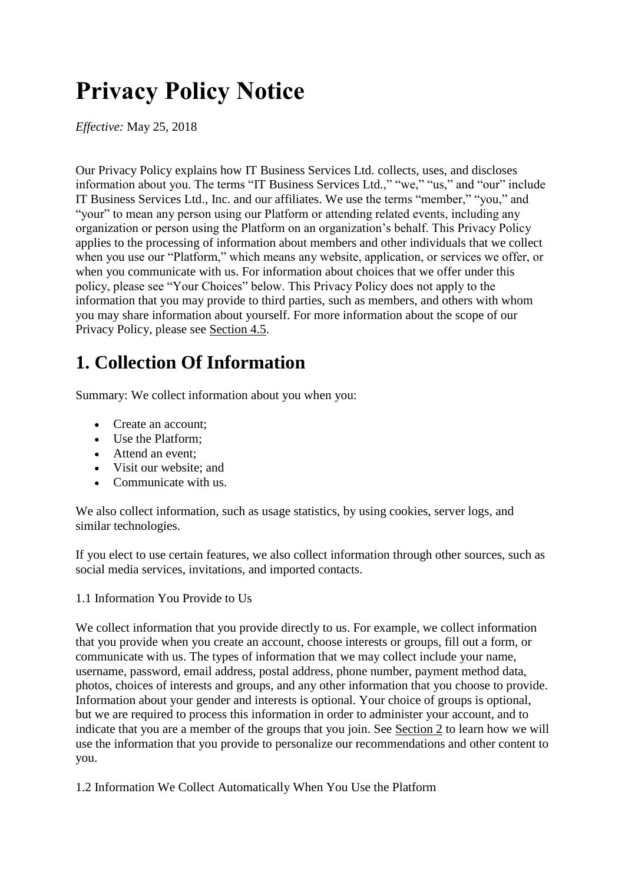# Privacy Policy Notice

*Effective:* May 25, 2018

Our Privacy Policy explains how IT Business Services Ltd. collects, uses, and discloses information about you. The terms "IT Business Services Ltd.," "we," "us," and "our" include IT Business Services Ltd., Inc. and our affiliates. We use the terms "member," "you," and "your" to mean any person using our Platform or attending related events, including any organization or person using the Platform on an organization's behalf. This Privacy Policy applies to the processing of information about members and other individuals that we collect when you use our "Platform," which means any website, application, or services we offer, or when you communicate with us. For information about choices that we offer under this policy, please see "Your Choices" below. This Privacy Policy does not apply to the information that you may provide to third parties, such as members, and others with whom you may share information about yourself. For more information about the scope of our Privacy Policy, please see Section 4.5.

## 1. Collection Of Information

Summary: We collect information about you when you:

- Create an account;
- Use the Platform;
- Attend an event;
- Visit our website; and
- Communicate with us.

We also collect information, such as usage statistics, by using cookies, server logs, and similar technologies.

If you elect to use certain features, we also collect information through other sources, such as social media services, invitations, and imported contacts.

1.1 Information You Provide to Us

We collect information that you provide directly to us. For example, we collect information that you provide when you create an account, choose interests or groups, fill out a form, or communicate with us. The types of information that we may collect include your name, username, password, email address, postal address, phone number, payment method data, photos, choices of interests and groups, and any other information that you choose to provide. Information about your gender and interests is optional. Your choice of groups is optional, but we are required to process this information in order to administer your account, and to indicate that you are a member of the groups that you join. See Section 2 to learn how we will use the information that you provide to personalize our recommendations and other content to you.

1.2 Information We Collect Automatically When You Use the Platform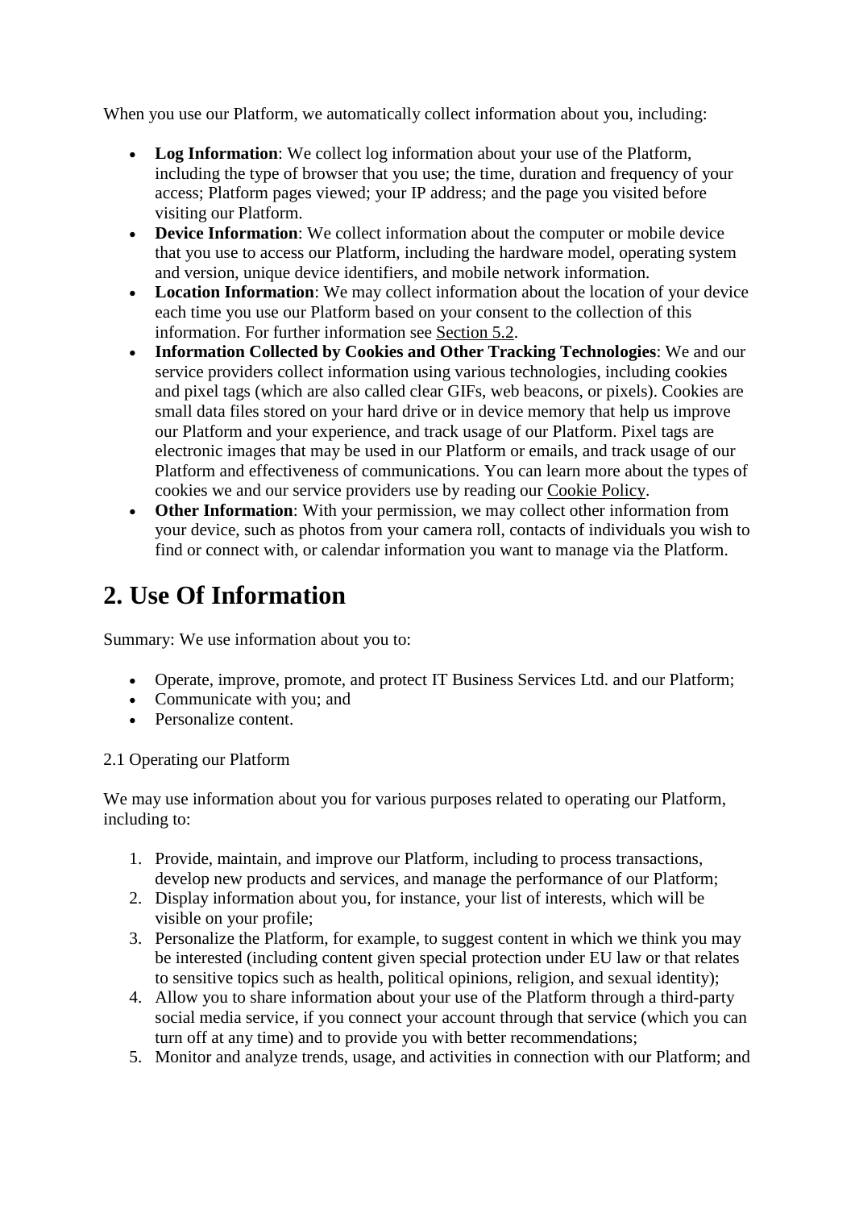When you use our Platform, we automatically collect information about you, including:

- **Log Information**: We collect log information about your use of the Platform, including the type of browser that you use; the time, duration and frequency of your access; Platform pages viewed; your IP address; and the page you visited before visiting our Platform.
- **Device Information**: We collect information about the computer or mobile device that you use to access our Platform, including the hardware model, operating system and version, unique device identifiers, and mobile network information.
- **Location Information**: We may collect information about the location of your device each time you use our Platform based on your consent to the collection of this information. For further information see Section 5.2.
- **Information Collected by Cookies and Other Tracking Technologies**: We and our service providers collect information using various technologies, including cookies and pixel tags (which are also called clear GIFs, web beacons, or pixels). Cookies are small data files stored on your hard drive or in device memory that help us improve our Platform and your experience, and track usage of our Platform. Pixel tags are electronic images that may be used in our Platform or emails, and track usage of our Platform and effectiveness of communications. You can learn more about the types of cookies we and our service providers use by reading our Cookie Policy.
- **Other Information**: With your permission, we may collect other information from your device, such as photos from your camera roll, contacts of individuals you wish to find or connect with, or calendar information you want to manage via the Platform.

## 2. Use Of Information

Summary: We use information about you to:

- Operate, improve, promote, and protect IT Business Services Ltd. and our Platform;
- Communicate with you; and
- Personalize content.

2.1 Operating our Platform

We may use information about you for various purposes related to operating our Platform, including to:

1. Provide, maintain, and improve our Platform, including to process transactions, develop new products and services, and manage the performance of our Platform;
2. Display information about you, for instance, your list of interests, which will be visible on your profile;
3. Personalize the Platform, for example, to suggest content in which we think you may be interested (including content given special protection under EU law or that relates to sensitive topics such as health, political opinions, religion, and sexual identity);
4. Allow you to share information about your use of the Platform through a third-party social media service, if you connect your account through that service (which you can turn off at any time) and to provide you with better recommendations;
5. Monitor and analyze trends, usage, and activities in connection with our Platform; and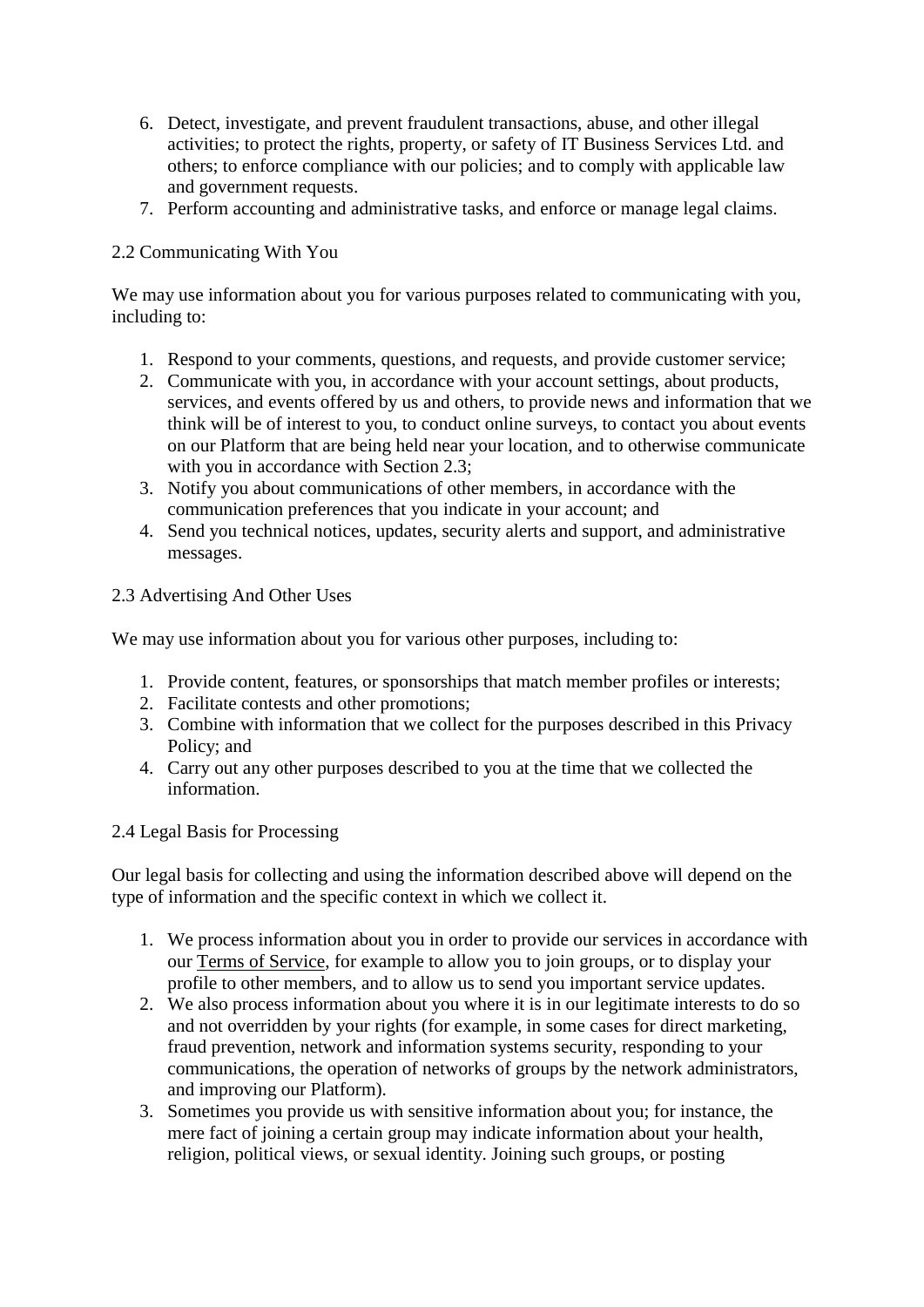6. Detect, investigate, and prevent fraudulent transactions, abuse, and other illegal activities; to protect the rights, property, or safety of IT Business Services Ltd. and others; to enforce compliance with our policies; and to comply with applicable law and government requests.
7. Perform accounting and administrative tasks, and enforce or manage legal claims.

### 2.2 Communicating With You

We may use information about you for various purposes related to communicating with you, including to:

1. Respond to your comments, questions, and requests, and provide customer service;
2. Communicate with you, in accordance with your account settings, about products, services, and events offered by us and others, to provide news and information that we think will be of interest to you, to conduct online surveys, to contact you about events on our Platform that are being held near your location, and to otherwise communicate with you in accordance with Section 2.3;
3. Notify you about communications of other members, in accordance with the communication preferences that you indicate in your account; and
4. Send you technical notices, updates, security alerts and support, and administrative messages.

### 2.3 Advertising And Other Uses

We may use information about you for various other purposes, including to:

1. Provide content, features, or sponsorships that match member profiles or interests;
2. Facilitate contests and other promotions;
3. Combine with information that we collect for the purposes described in this Privacy Policy; and
4. Carry out any other purposes described to you at the time that we collected the information.

### 2.4 Legal Basis for Processing

Our legal basis for collecting and using the information described above will depend on the type of information and the specific context in which we collect it.

1. We process information about you in order to provide our services in accordance with our Terms of Service, for example to allow you to join groups, or to display your profile to other members, and to allow us to send you important service updates.
2. We also process information about you where it is in our legitimate interests to do so and not overridden by your rights (for example, in some cases for direct marketing, fraud prevention, network and information systems security, responding to your communications, the operation of networks of groups by the network administrators, and improving our Platform).
3. Sometimes you provide us with sensitive information about you; for instance, the mere fact of joining a certain group may indicate information about your health, religion, political views, or sexual identity. Joining such groups, or posting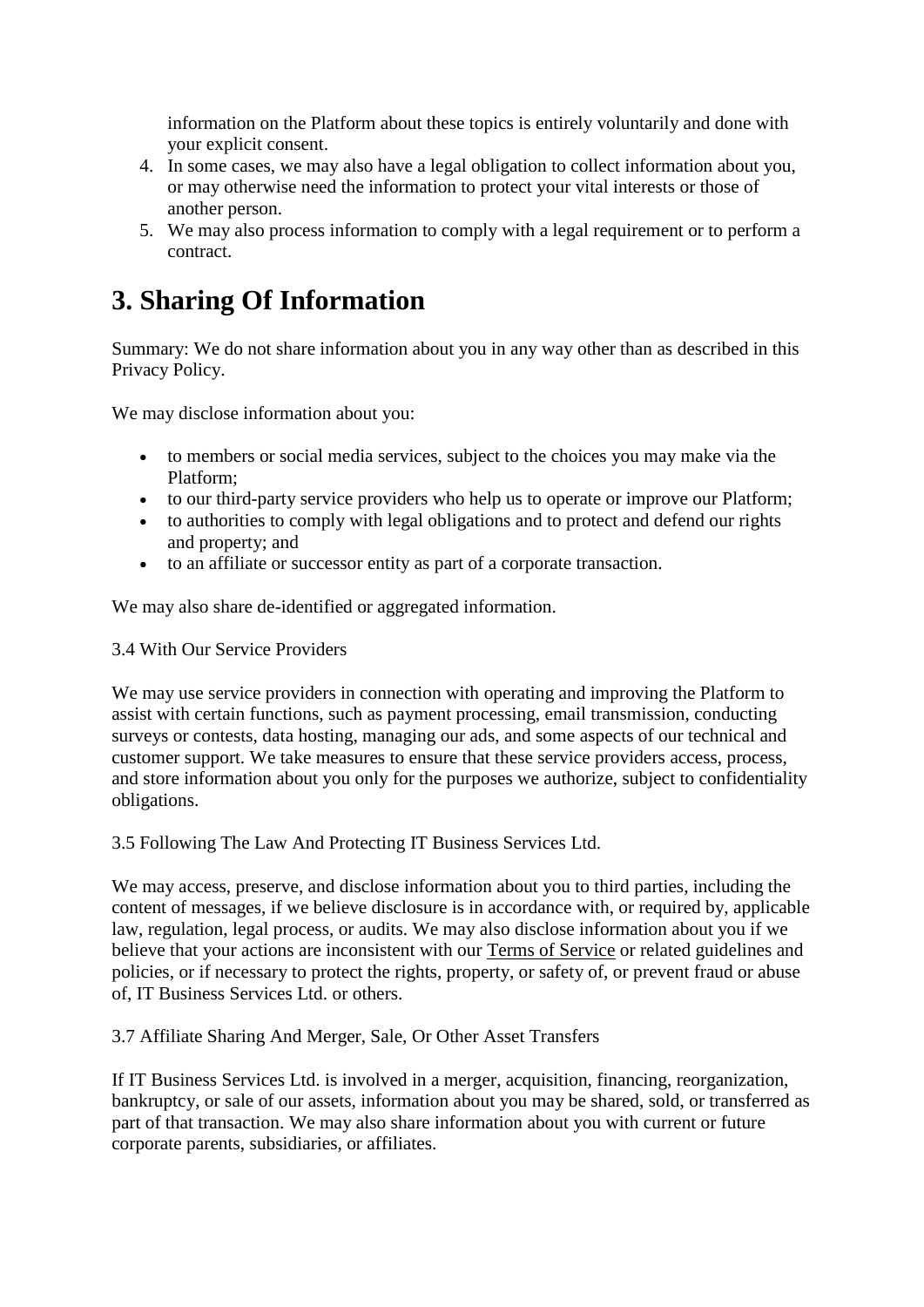information on the Platform about these topics is entirely voluntarily and done with your explicit consent.

4. In some cases, we may also have a legal obligation to collect information about you, or may otherwise need the information to protect your vital interests or those of another person.
5. We may also process information to comply with a legal requirement or to perform a contract.

# 3. Sharing Of Information

Summary: We do not share information about you in any way other than as described in this Privacy Policy.

We may disclose information about you:

- to members or social media services, subject to the choices you may make via the Platform;
- to our third-party service providers who help us to operate or improve our Platform;
- to authorities to comply with legal obligations and to protect and defend our rights and property; and
- to an affiliate or successor entity as part of a corporate transaction.

We may also share de-identified or aggregated information.

3.4 With Our Service Providers

We may use service providers in connection with operating and improving the Platform to assist with certain functions, such as payment processing, email transmission, conducting surveys or contests, data hosting, managing our ads, and some aspects of our technical and customer support. We take measures to ensure that these service providers access, process, and store information about you only for the purposes we authorize, subject to confidentiality obligations.

3.5 Following The Law And Protecting IT Business Services Ltd.

We may access, preserve, and disclose information about you to third parties, including the content of messages, if we believe disclosure is in accordance with, or required by, applicable law, regulation, legal process, or audits. We may also disclose information about you if we believe that your actions are inconsistent with our Terms of Service or related guidelines and policies, or if necessary to protect the rights, property, or safety of, or prevent fraud or abuse of, IT Business Services Ltd. or others.

3.7 Affiliate Sharing And Merger, Sale, Or Other Asset Transfers

If IT Business Services Ltd. is involved in a merger, acquisition, financing, reorganization, bankruptcy, or sale of our assets, information about you may be shared, sold, or transferred as part of that transaction. We may also share information about you with current or future corporate parents, subsidiaries, or affiliates.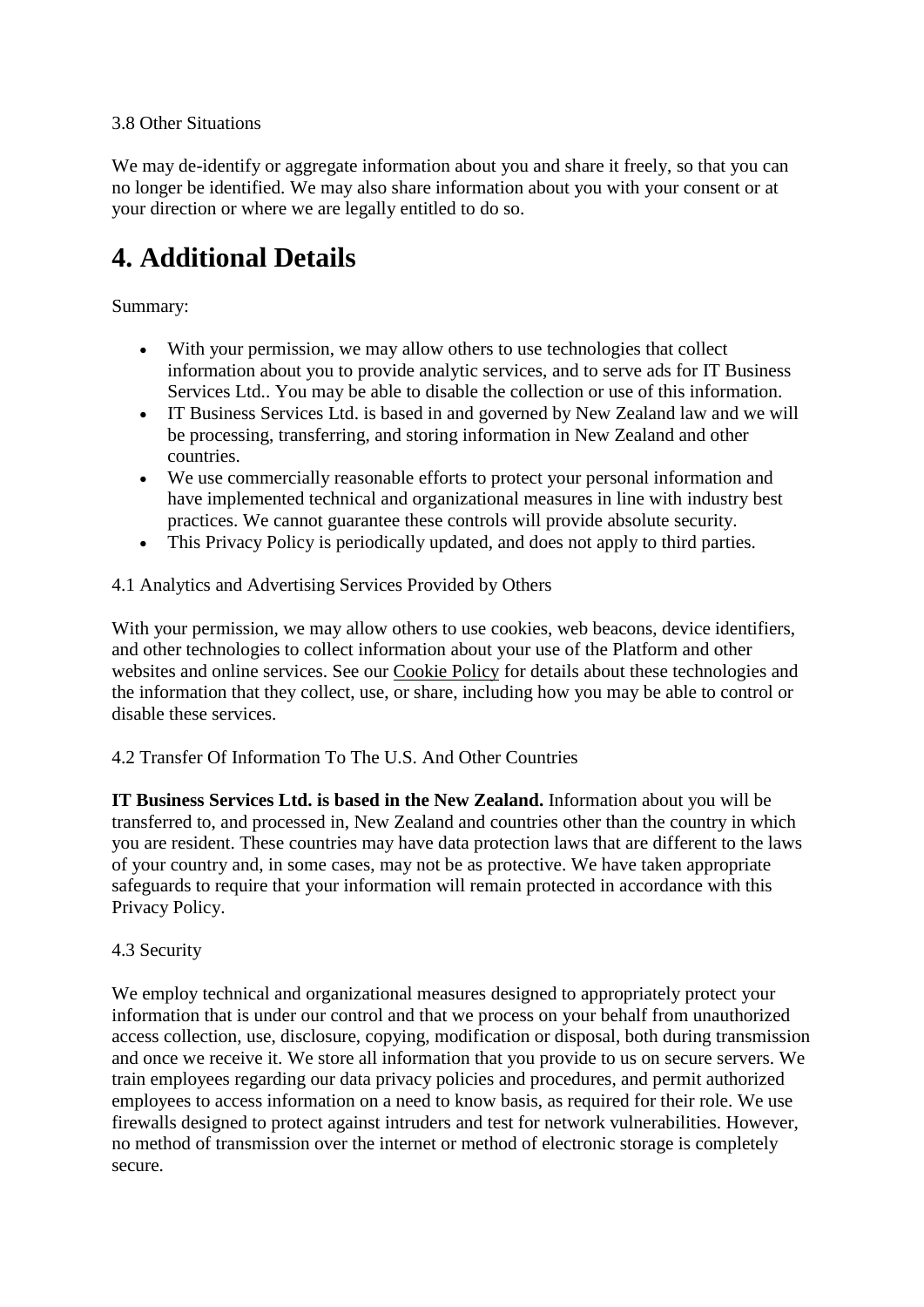3.8 Other Situations

We may de-identify or aggregate information about you and share it freely, so that you can no longer be identified. We may also share information about you with your consent or at your direction or where we are legally entitled to do so.

# 4. Additional Details

Summary:

- With your permission, we may allow others to use technologies that collect information about you to provide analytic services, and to serve ads for IT Business Services Ltd.. You may be able to disable the collection or use of this information.
- IT Business Services Ltd. is based in and governed by New Zealand law and we will be processing, transferring, and storing information in New Zealand and other countries.
- We use commercially reasonable efforts to protect your personal information and have implemented technical and organizational measures in line with industry best practices. We cannot guarantee these controls will provide absolute security.
- This Privacy Policy is periodically updated, and does not apply to third parties.

4.1 Analytics and Advertising Services Provided by Others

With your permission, we may allow others to use cookies, web beacons, device identifiers, and other technologies to collect information about your use of the Platform and other websites and online services. See our Cookie Policy for details about these technologies and the information that they collect, use, or share, including how you may be able to control or disable these services.

4.2 Transfer Of Information To The U.S. And Other Countries

**IT Business Services Ltd. is based in the New Zealand.** Information about you will be transferred to, and processed in, New Zealand and countries other than the country in which you are resident. These countries may have data protection laws that are different to the laws of your country and, in some cases, may not be as protective. We have taken appropriate safeguards to require that your information will remain protected in accordance with this Privacy Policy.

4.3 Security

We employ technical and organizational measures designed to appropriately protect your information that is under our control and that we process on your behalf from unauthorized access collection, use, disclosure, copying, modification or disposal, both during transmission and once we receive it. We store all information that you provide to us on secure servers. We train employees regarding our data privacy policies and procedures, and permit authorized employees to access information on a need to know basis, as required for their role. We use firewalls designed to protect against intruders and test for network vulnerabilities. However, no method of transmission over the internet or method of electronic storage is completely secure.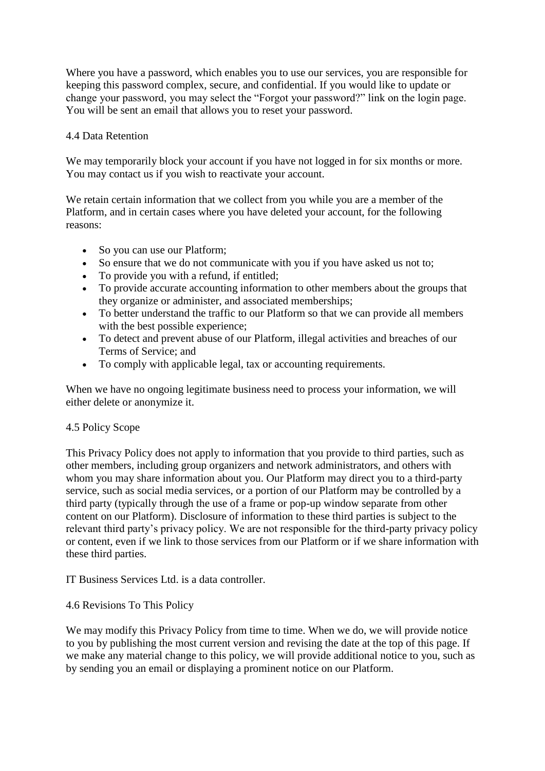Where you have a password, which enables you to use our services, you are responsible for keeping this password complex, secure, and confidential. If you would like to update or change your password, you may select the “Forgot your password?” link on the login page. You will be sent an email that allows you to reset your password.

### 4.4 Data Retention

We may temporarily block your account if you have not logged in for six months or more. You may contact us if you wish to reactivate your account.

We retain certain information that we collect from you while you are a member of the Platform, and in certain cases where you have deleted your account, for the following reasons:

- So you can use our Platform;
- So ensure that we do not communicate with you if you have asked us not to;
- To provide you with a refund, if entitled;
- To provide accurate accounting information to other members about the groups that they organize or administer, and associated memberships;
- To better understand the traffic to our Platform so that we can provide all members with the best possible experience;
- To detect and prevent abuse of our Platform, illegal activities and breaches of our Terms of Service; and
- To comply with applicable legal, tax or accounting requirements.

When we have no ongoing legitimate business need to process your information, we will either delete or anonymize it.

### 4.5 Policy Scope

This Privacy Policy does not apply to information that you provide to third parties, such as other members, including group organizers and network administrators, and others with whom you may share information about you. Our Platform may direct you to a third-party service, such as social media services, or a portion of our Platform may be controlled by a third party (typically through the use of a frame or pop-up window separate from other content on our Platform). Disclosure of information to these third parties is subject to the relevant third party’s privacy policy. We are not responsible for the third-party privacy policy or content, even if we link to those services from our Platform or if we share information with these third parties.

IT Business Services Ltd. is a data controller.

### 4.6 Revisions To This Policy

We may modify this Privacy Policy from time to time. When we do, we will provide notice to you by publishing the most current version and revising the date at the top of this page. If we make any material change to this policy, we will provide additional notice to you, such as by sending you an email or displaying a prominent notice on our Platform.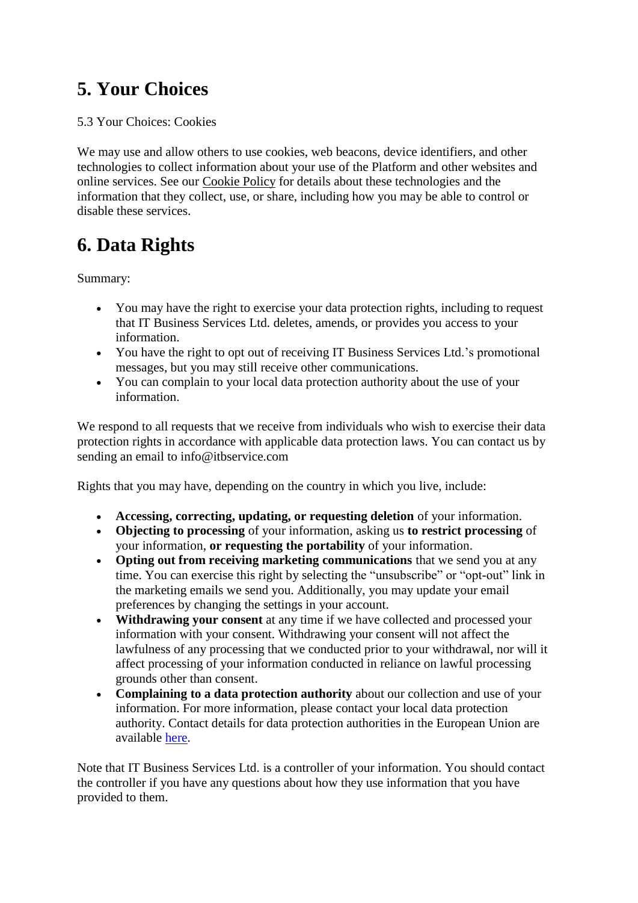# 5. Your Choices

5.3 Your Choices: Cookies

We may use and allow others to use cookies, web beacons, device identifiers, and other technologies to collect information about your use of the Platform and other websites and online services. See our Cookie Policy for details about these technologies and the information that they collect, use, or share, including how you may be able to control or disable these services.

# 6. Data Rights

Summary:

- You may have the right to exercise your data protection rights, including to request that IT Business Services Ltd. deletes, amends, or provides you access to your information.
- You have the right to opt out of receiving IT Business Services Ltd.'s promotional messages, but you may still receive other communications.
- You can complain to your local data protection authority about the use of your information.

We respond to all requests that we receive from individuals who wish to exercise their data protection rights in accordance with applicable data protection laws. You can contact us by sending an email to info@itbservice.com

Rights that you may have, depending on the country in which you live, include:

- **Accessing, correcting, updating, or requesting deletion** of your information.
- **Objecting to processing** of your information, asking us **to restrict processing** of your information, **or requesting the portability** of your information.
- **Opting out from receiving marketing communications** that we send you at any time. You can exercise this right by selecting the "unsubscribe" or "opt-out" link in the marketing emails we send you. Additionally, you may update your email preferences by changing the settings in your account.
- **Withdrawing your consent** at any time if we have collected and processed your information with your consent. Withdrawing your consent will not affect the lawfulness of any processing that we conducted prior to your withdrawal, nor will it affect processing of your information conducted in reliance on lawful processing grounds other than consent.
- **Complaining to a data protection authority** about our collection and use of your information. For more information, please contact your local data protection authority. Contact details for data protection authorities in the European Union are available here.

Note that IT Business Services Ltd. is a controller of your information. You should contact the controller if you have any questions about how they use information that you have provided to them.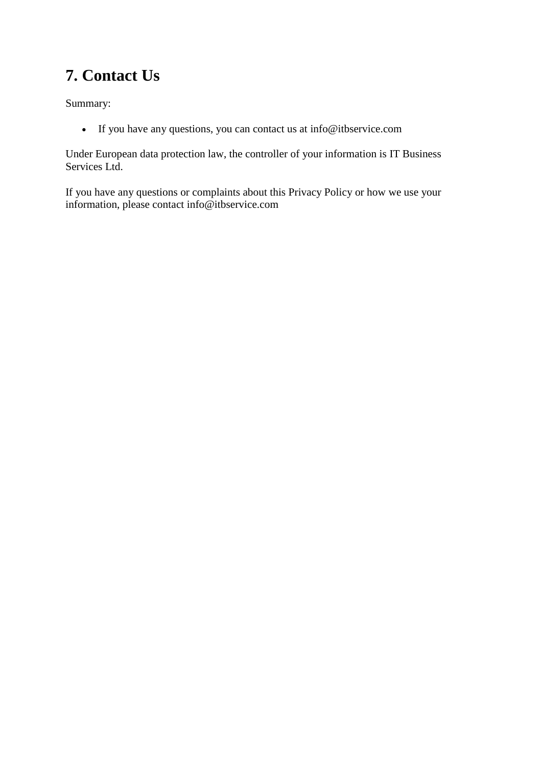## 7. Contact Us

Summary:

- If you have any questions, you can contact us at info@itbservice.com

Under European data protection law, the controller of your information is IT Business Services Ltd.

If you have any questions or complaints about this Privacy Policy or how we use your information, please contact info@itbservice.com